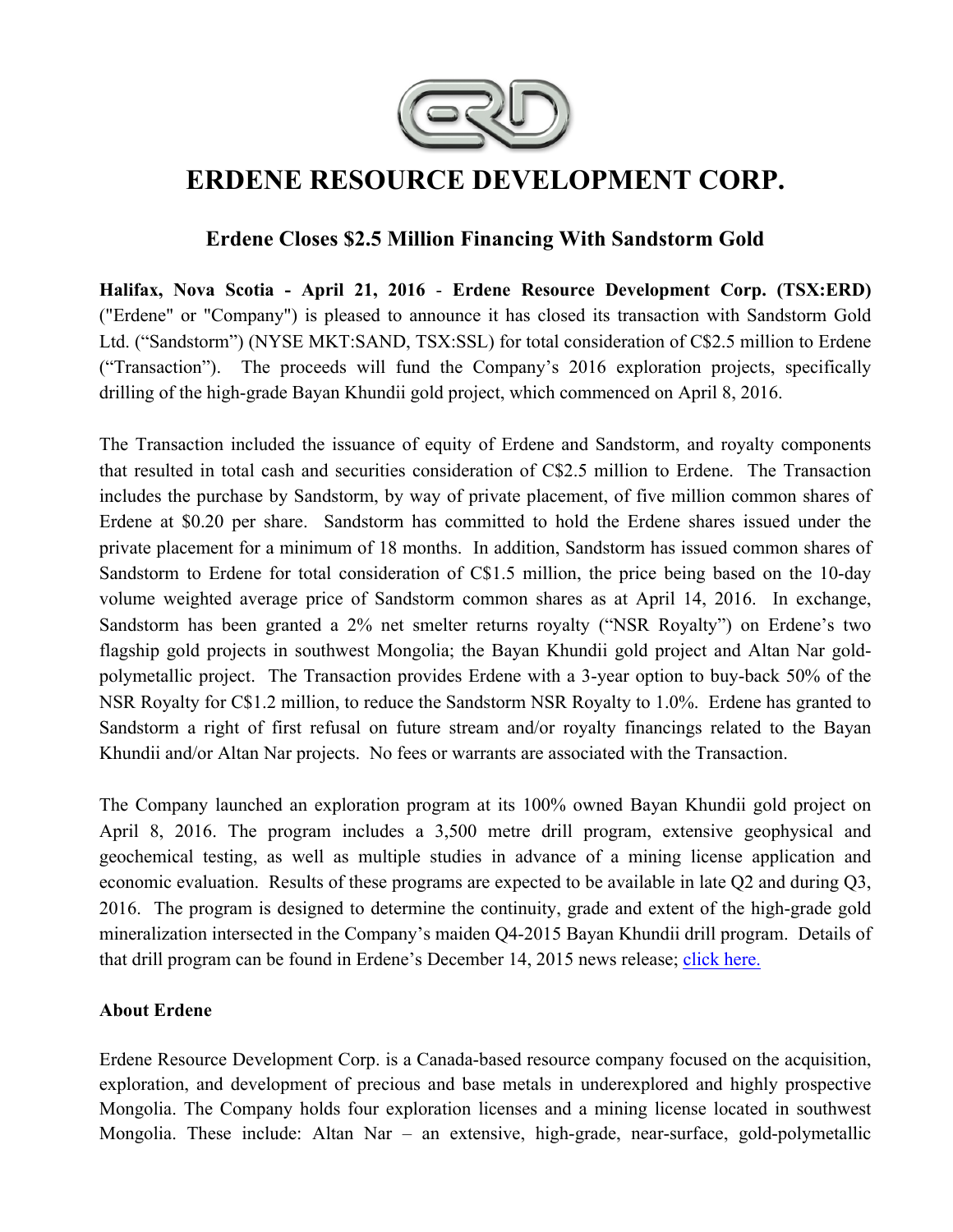# ERDENE RESOURCE DEVELOPMENT CORP.

## Erdene Closes $2.5 Million Financing With Sandstorm Gold

**Halifax, Nova Scotia - April 21, 2016** - **Erdene Resource Development Corp. (TSX:ERD)** ("Erdene" or "Company") is pleased to announce it has closed its transaction with Sandstorm Gold Ltd. ("Sandstorm") (NYSE MKT:SAND, TSX:SSL) for total consideration of C$2.5 million to Erdene ("Transaction"). The proceeds will fund the Company's 2016 exploration projects, specifically drilling of the high-grade Bayan Khundii gold project, which commenced on April 8, 2016.

The Transaction included the issuance of equity of Erdene and Sandstorm, and royalty components that resulted in total cash and securities consideration of C$2.5 million to Erdene. The Transaction includes the purchase by Sandstorm, by way of private placement, of five million common shares of Erdene at $0.20 per share. Sandstorm has committed to hold the Erdene shares issued under the private placement for a minimum of 18 months. In addition, Sandstorm has issued common shares of Sandstorm to Erdene for total consideration of C$1.5 million, the price being based on the 10-day volume weighted average price of Sandstorm common shares as at April 14, 2016. In exchange, Sandstorm has been granted a 2% net smelter returns royalty ("NSR Royalty") on Erdene's two flagship gold projects in southwest Mongolia; the Bayan Khundii gold project and Altan Nar gold-polymetallic project. The Transaction provides Erdene with a 3-year option to buy-back 50% of the NSR Royalty for C$1.2 million, to reduce the Sandstorm NSR Royalty to 1.0%. Erdene has granted to Sandstorm a right of first refusal on future stream and/or royalty financings related to the Bayan Khundii and/or Altan Nar projects. No fees or warrants are associated with the Transaction.

The Company launched an exploration program at its 100% owned Bayan Khundii gold project on April 8, 2016. The program includes a 3,500 metre drill program, extensive geophysical and geochemical testing, as well as multiple studies in advance of a mining license application and economic evaluation. Results of these programs are expected to be available in late Q2 and during Q3, 2016. The program is designed to determine the continuity, grade and extent of the high-grade gold mineralization intersected in the Company's maiden Q4-2015 Bayan Khundii drill program. Details of that drill program can be found in Erdene's December 14, 2015 news release; click here.

### About Erdene

Erdene Resource Development Corp. is a Canada-based resource company focused on the acquisition, exploration, and development of precious and base metals in underexplored and highly prospective Mongolia. The Company holds four exploration licenses and a mining license located in southwest Mongolia. These include: Altan Nar – an extensive, high-grade, near-surface, gold-polymetallic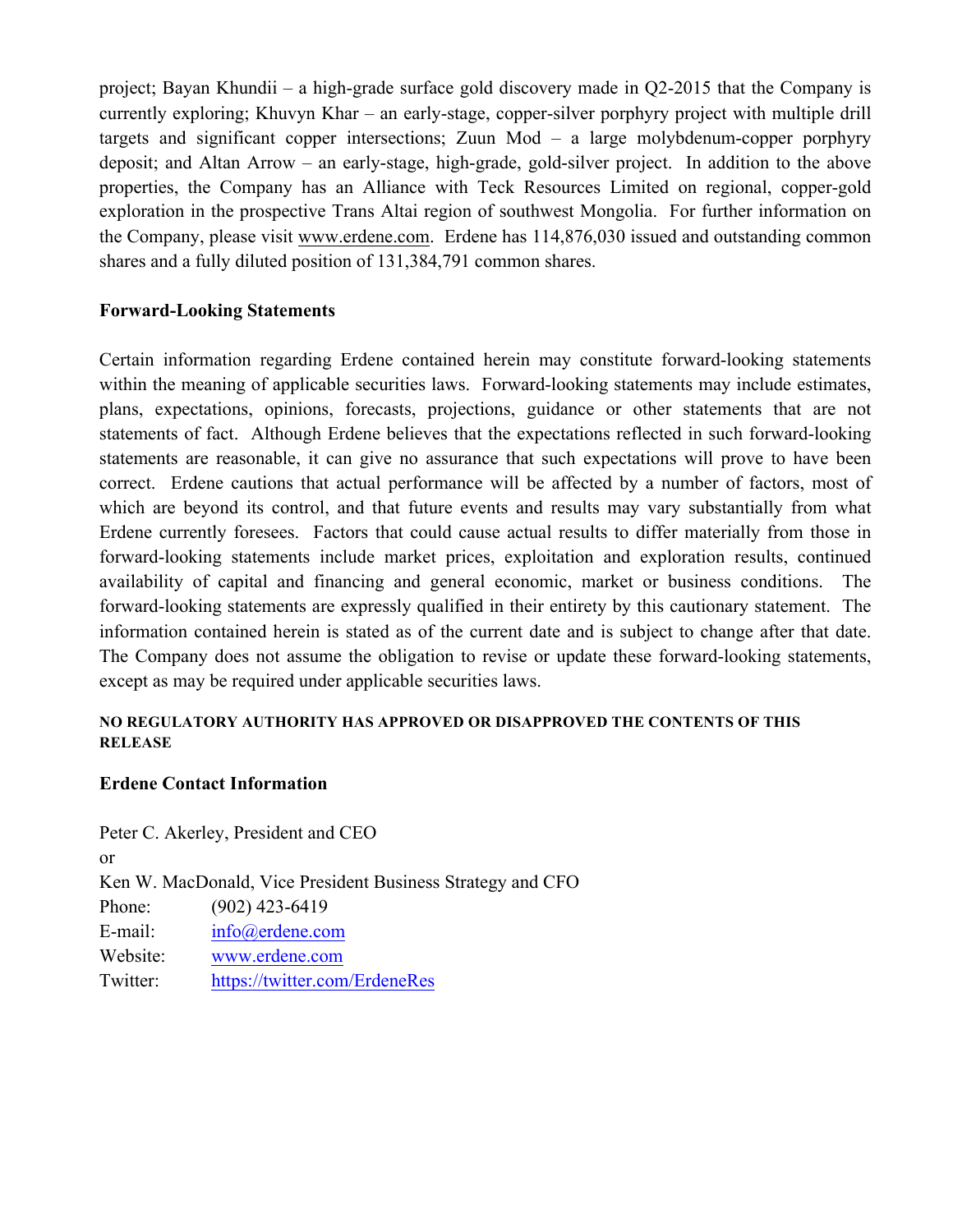project; Bayan Khundii – a high-grade surface gold discovery made in Q2-2015 that the Company is currently exploring; Khuvyn Khar – an early-stage, copper-silver porphyry project with multiple drill targets and significant copper intersections; Zuun Mod – a large molybdenum-copper porphyry deposit; and Altan Arrow – an early-stage, high-grade, gold-silver project. In addition to the above properties, the Company has an Alliance with Teck Resources Limited on regional, copper-gold exploration in the prospective Trans Altai region of southwest Mongolia. For further information on the Company, please visit www.erdene.com. Erdene has 114,876,030 issued and outstanding common shares and a fully diluted position of 131,384,791 common shares.

## Forward-Looking Statements

Certain information regarding Erdene contained herein may constitute forward-looking statements within the meaning of applicable securities laws. Forward-looking statements may include estimates, plans, expectations, opinions, forecasts, projections, guidance or other statements that are not statements of fact. Although Erdene believes that the expectations reflected in such forward-looking statements are reasonable, it can give no assurance that such expectations will prove to have been correct. Erdene cautions that actual performance will be affected by a number of factors, most of which are beyond its control, and that future events and results may vary substantially from what Erdene currently foresees. Factors that could cause actual results to differ materially from those in forward-looking statements include market prices, exploitation and exploration results, continued availability of capital and financing and general economic, market or business conditions. The forward-looking statements are expressly qualified in their entirety by this cautionary statement. The information contained herein is stated as of the current date and is subject to change after that date. The Company does not assume the obligation to revise or update these forward-looking statements, except as may be required under applicable securities laws.

**NO REGULATORY AUTHORITY HAS APPROVED OR DISAPPROVED THE CONTENTS OF THIS RELEASE**

## Erdene Contact Information

Peter C. Akerley, President and CEO
or
Ken W. MacDonald, Vice President Business Strategy and CFO

| | |
|---|---|
| Phone: | (902) 423-6419 |
| E-mail: | info@erdene.com |
| Website: | www.erdene.com |
| Twitter: | https://twitter.com/ErdeneRes |